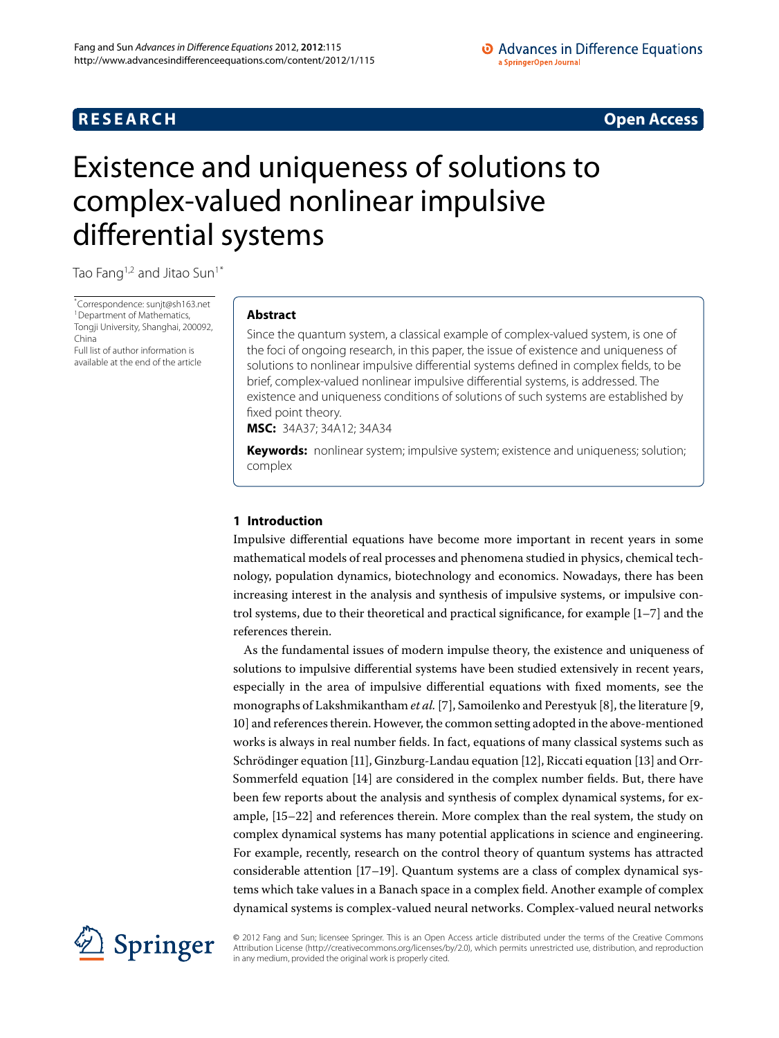**RESEARCH** **Open Access**

# Existence and uniqueness of solutions to complex-valued nonlinear impulsive differential systems

Tao Fang[1,2] and Jitao Sun[1*]

*Correspondence: sunjt@sh163.net
[1] Department of Mathematics, Tongji University, Shanghai, 200092, China
Full list of author information is available at the end of the article

## Abstract

Since the quantum system, a classical example of complex-valued system, is one of the foci of ongoing research, in this paper, the issue of existence and uniqueness of solutions to nonlinear impulsive differential systems defined in complex fields, to be brief, complex-valued nonlinear impulsive differential systems, is addressed. The existence and uniqueness conditions of solutions of such systems are established by fixed point theory.

**MSC:** 34A37; 34A12; 34A34

**Keywords:** nonlinear system; impulsive system; existence and uniqueness; solution; complex

## 1 Introduction

Impulsive differential equations have become more important in recent years in some mathematical models of real processes and phenomena studied in physics, chemical technology, population dynamics, biotechnology and economics. Nowadays, there has been increasing interest in the analysis and synthesis of impulsive systems, or impulsive control systems, due to their theoretical and practical significance, for example [1–7] and the references therein.

As the fundamental issues of modern impulse theory, the existence and uniqueness of solutions to impulsive differential systems have been studied extensively in recent years, especially in the area of impulsive differential equations with fixed moments, see the monographs of Lakshmikantham *et al.* [7], Samoilenko and Perestyuk [8], the literature [9, 10] and references therein. However, the common setting adopted in the above-mentioned works is always in real number fields. In fact, equations of many classical systems such as Schrödinger equation [11], Ginzburg-Landau equation [12], Riccati equation [13] and Orr-Sommerfeld equation [14] are considered in the complex number fields. But, there have been few reports about the analysis and synthesis of complex dynamical systems, for example, [15–22] and references therein. More complex than the real system, the study on complex dynamical systems has many potential applications in science and engineering. For example, recently, research on the control theory of quantum systems has attracted considerable attention [17–19]. Quantum systems are a class of complex dynamical systems which take values in a Banach space in a complex field. Another example of complex dynamical systems is complex-valued neural networks. Complex-valued neural networks

© 2012 Fang and Sun; licensee Springer. This is an Open Access article distributed under the terms of the Creative Commons Attribution License (http://creativecommons.org/licenses/by/2.0), which permits unrestricted use, distribution, and reproduction in any medium, provided the original work is properly cited.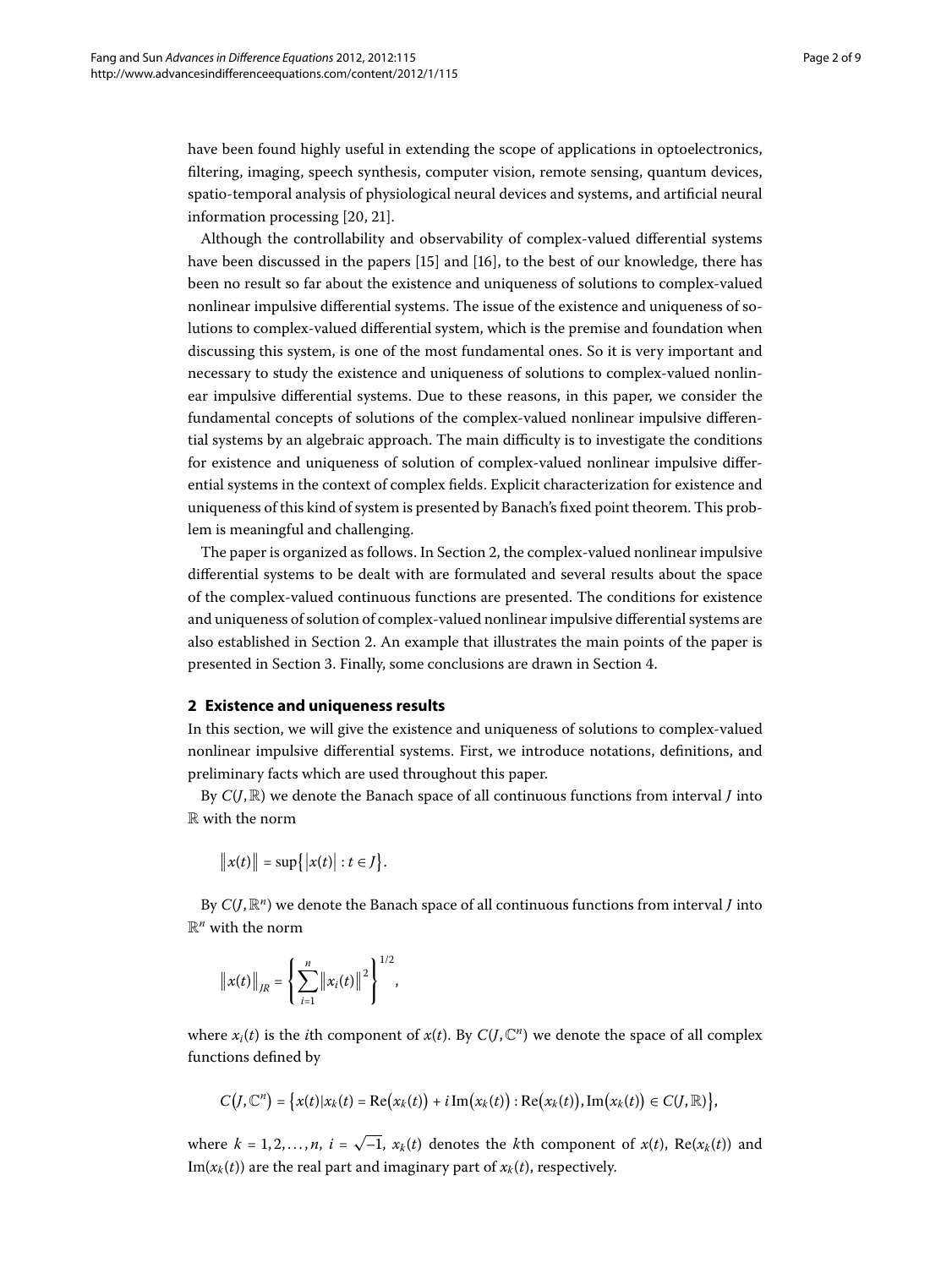have been found highly useful in extending the scope of applications in optoelectronics, filtering, imaging, speech synthesis, computer vision, remote sensing, quantum devices, spatio-temporal analysis of physiological neural devices and systems, and artificial neural information processing [20, 21].

Although the controllability and observability of complex-valued differential systems have been discussed in the papers [15] and [16], to the best of our knowledge, there has been no result so far about the existence and uniqueness of solutions to complex-valued nonlinear impulsive differential systems. The issue of the existence and uniqueness of solutions to complex-valued differential system, which is the premise and foundation when discussing this system, is one of the most fundamental ones. So it is very important and necessary to study the existence and uniqueness of solutions to complex-valued nonlinear impulsive differential systems. Due to these reasons, in this paper, we consider the fundamental concepts of solutions of the complex-valued nonlinear impulsive differential systems by an algebraic approach. The main difficulty is to investigate the conditions for existence and uniqueness of solution of complex-valued nonlinear impulsive differential systems in the context of complex fields. Explicit characterization for existence and uniqueness of this kind of system is presented by Banach's fixed point theorem. This problem is meaningful and challenging.

The paper is organized as follows. In Section 2, the complex-valued nonlinear impulsive differential systems to be dealt with are formulated and several results about the space of the complex-valued continuous functions are presented. The conditions for existence and uniqueness of solution of complex-valued nonlinear impulsive differential systems are also established in Section 2. An example that illustrates the main points of the paper is presented in Section 3. Finally, some conclusions are drawn in Section 4.

## 2 Existence and uniqueness results

In this section, we will give the existence and uniqueness of solutions to complex-valued nonlinear impulsive differential systems. First, we introduce notations, definitions, and preliminary facts which are used throughout this paper.

By $C(J,\mathbb{R})$ we denote the Banach space of all continuous functions from interval $J$ into $\mathbb{R}$ with the norm

$$\|x(t)\| = \sup\{|x(t)| : t \in J\}.$$

By $C(J,\mathbb{R}^n)$ we denote the Banach space of all continuous functions from interval $J$ into $\mathbb{R}^n$ with the norm

$$\|x(t)\|_{JR} = \left\{\sum_{i=1}^{n} \|x_i(t)\|^2\right\}^{1/2},$$

where $x_i(t)$ is the $i$th component of $x(t)$. By $C(J,\mathbb{C}^n)$ we denote the space of all complex functions defined by

$$C(J,\mathbb{C}^n) = \{x(t) | x_k(t) = \operatorname{Re}(x_k(t)) + i\operatorname{Im}(x_k(t)) : \operatorname{Re}(x_k(t)), \operatorname{Im}(x_k(t)) \in C(J,\mathbb{R})\},$$

where $k = 1, 2, \ldots, n$, $i = \sqrt{-1}$, $x_k(t)$ denotes the $k$th component of $x(t)$, $\operatorname{Re}(x_k(t))$ and $\operatorname{Im}(x_k(t))$ are the real part and imaginary part of $x_k(t)$, respectively.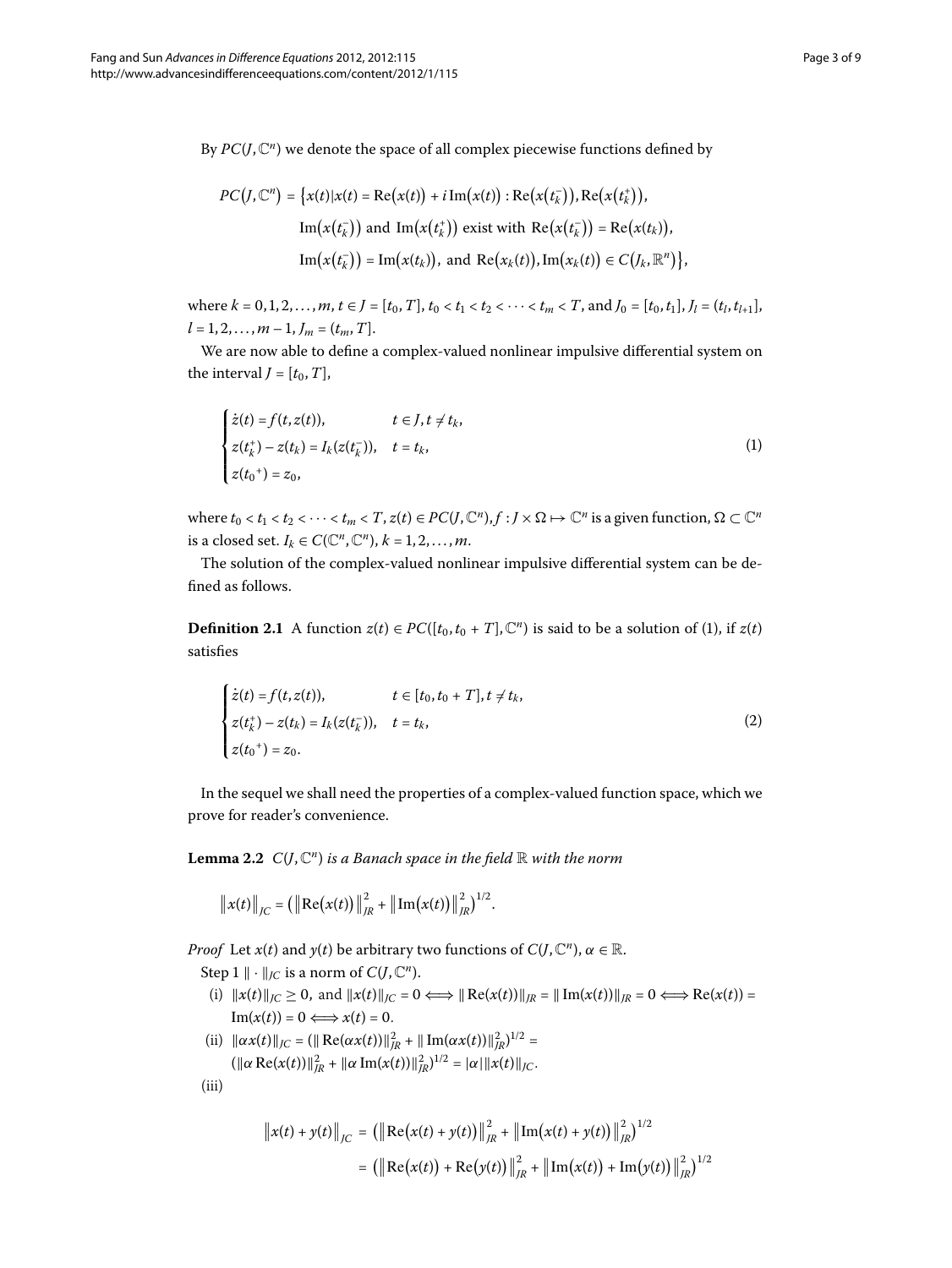By $PC(J,\mathbb{C}^n)$ we denote the space of all complex piecewise functions defined by

$$
\begin{aligned}
PC\big(J,\mathbb{C}^n\big) = \big\{&x(t)|x(t) = \mathrm{Re}\big(x(t)\big) + i\,\mathrm{Im}\big(x(t)\big) : \mathrm{Re}\big(x\big(t_k^-\big)\big), \mathrm{Re}\big(x\big(t_k^+\big)\big),\\
&\mathrm{Im}\big(x\big(t_k^-\big)\big) \text{ and } \mathrm{Im}\big(x\big(t_k^+\big)\big) \text{ exist with } \mathrm{Re}\big(x\big(t_k^-\big)\big) = \mathrm{Re}\big(x(t_k)\big),\\
&\mathrm{Im}\big(x\big(t_k^-\big)\big) = \mathrm{Im}\big(x(t_k)\big), \text{ and } \mathrm{Re}\big(x_k(t)\big), \mathrm{Im}\big(x_k(t)\big) \in C\big(J_k,\mathbb{R}^n\big)\big\},
\end{aligned}
$$

where $k = 0,1,2,\ldots,m$, $t \in J = [t_0,T]$, $t_0 < t_1 < t_2 < \cdots < t_m < T$, and $J_0 = [t_0,t_1]$, $J_l = (t_l,t_{l+1}]$, $l = 1,2,\ldots,m-1$, $J_m = (t_m,T]$.

We are now able to define a complex-valued nonlinear impulsive differential system on the interval $J = [t_0,T]$,

$$
\begin{cases}
\dot{z}(t) = f(t,z(t)), & t \in J, t \neq t_k,\\
z(t_k^+) - z(t_k) = I_k(z(t_k^-)), & t = t_k,\\
z({t_0}^+) = z_0,
\end{cases}
\tag{1}
$$

where $t_0 < t_1 < t_2 < \cdots < t_m < T$, $z(t) \in PC(J,\mathbb{C}^n)$, $f : J \times \Omega \mapsto \mathbb{C}^n$ is a given function, $\Omega \subset \mathbb{C}^n$ is a closed set. $I_k \in C(\mathbb{C}^n,\mathbb{C}^n)$, $k = 1,2,\ldots,m$.

The solution of the complex-valued nonlinear impulsive differential system can be defined as follows.

**Definition 2.1** A function $z(t) \in PC([t_0,t_0+T],\mathbb{C}^n)$ is said to be a solution of (1), if $z(t)$ satisfies

$$
\begin{cases}
\dot{z}(t) = f(t,z(t)), & t \in [t_0,t_0+T], t \neq t_k,\\
z(t_k^+) - z(t_k) = I_k(z(t_k^-)), & t = t_k,\\
z({t_0}^+) = z_0.
\end{cases}
\tag{2}
$$

In the sequel we shall need the properties of a complex-valued function space, which we prove for reader's convenience.

**Lemma 2.2** *$C(J,\mathbb{C}^n)$ is a Banach space in the field $\mathbb{R}$ with the norm*

$$
\big\|x(t)\big\|_{JC} = \big(\big\|\mathrm{Re}\big(x(t)\big)\big\|_{JR}^2 + \big\|\mathrm{Im}\big(x(t)\big)\big\|_{JR}^2\big)^{1/2}.
$$

*Proof* Let $x(t)$ and $y(t)$ be arbitrary two functions of $C(J,\mathbb{C}^n)$, $\alpha \in \mathbb{R}$.

Step 1 $\|\cdot\|_{JC}$ is a norm of $C(J,\mathbb{C}^n)$.

(i) $\|x(t)\|_{JC} \geq 0$, and $\|x(t)\|_{JC} = 0 \Longleftrightarrow \|\mathrm{Re}(x(t))\|_{JR} = \|\mathrm{Im}(x(t))\|_{JR} = 0 \Longleftrightarrow \mathrm{Re}(x(t)) = \mathrm{Im}(x(t)) = 0 \Longleftrightarrow x(t) = 0$.

(ii) $\|\alpha x(t)\|_{JC} = (\|\mathrm{Re}(\alpha x(t))\|_{JR}^2 + \|\mathrm{Im}(\alpha x(t))\|_{JR}^2)^{1/2} = (\|\alpha\,\mathrm{Re}(x(t))\|_{JR}^2 + \|\alpha\,\mathrm{Im}(x(t))\|_{JR}^2)^{1/2} = |\alpha|\|x(t)\|_{JC}$.

(iii)

$$
\begin{aligned}
\big\|x(t)+y(t)\big\|_{JC} &= \big(\big\|\mathrm{Re}\big(x(t)+y(t)\big)\big\|_{JR}^2 + \big\|\mathrm{Im}\big(x(t)+y(t)\big)\big\|_{JR}^2\big)^{1/2}\\
&= \big(\big\|\mathrm{Re}\big(x(t)\big)+\mathrm{Re}\big(y(t)\big)\big\|_{JR}^2 + \big\|\mathrm{Im}\big(x(t)\big)+\mathrm{Im}\big(y(t)\big)\big\|_{JR}^2\big)^{1/2}
\end{aligned}
$$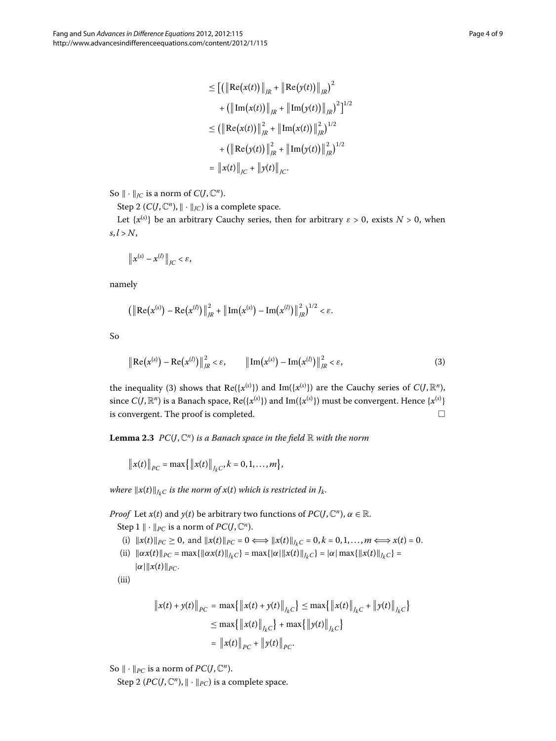$$
\begin{aligned}
&\leq \left[\left(\left\|\operatorname{Re}(x(t))\right\|_{JR} + \left\|\operatorname{Re}(y(t))\right\|_{JR}\right)^2 \right. \\
&\quad \left. + \left(\left\|\operatorname{Im}(x(t))\right\|_{JR} + \left\|\operatorname{Im}(y(t))\right\|_{JR}\right)^2\right]^{1/2} \\
&\leq \left(\left\|\operatorname{Re}(x(t))\right\|_{JR}^2 + \left\|\operatorname{Im}(x(t))\right\|_{JR}^2\right)^{1/2} \\
&\quad + \left(\left\|\operatorname{Re}(y(t))\right\|_{JR}^2 + \left\|\operatorname{Im}(y(t))\right\|_{JR}^2\right)^{1/2} \\
&= \left\|x(t)\right\|_{JC} + \left\|y(t)\right\|_{JC}.
\end{aligned}
$$

So $\|\cdot\|_{JC}$ is a norm of $C(J,\mathbb{C}^n)$.

Step 2 $(C(J,\mathbb{C}^n), \|\cdot\|_{JC})$ is a complete space.

Let $\{x^{(s)}\}$ be an arbitrary Cauchy series, then for arbitrary $\varepsilon > 0$, exists $N > 0$, when $s, l > N$,

$$
\left\|x^{(s)} - x^{(l)}\right\|_{JC} < \varepsilon,
$$

namely

$$
\left(\left\|\operatorname{Re}(x^{(s)}) - \operatorname{Re}(x^{(l)})\right\|_{JR}^2 + \left\|\operatorname{Im}(x^{(s)}) - \operatorname{Im}(x^{(l)})\right\|_{JR}^2\right)^{1/2} < \varepsilon.
$$

So

$$
\left\|\operatorname{Re}(x^{(s)}) - \operatorname{Re}(x^{(l)})\right\|_{JR}^2 < \varepsilon, \qquad \left\|\operatorname{Im}(x^{(s)}) - \operatorname{Im}(x^{(l)})\right\|_{JR}^2 < \varepsilon, \tag{3}
$$

the inequality (3) shows that $\operatorname{Re}(\{x^{(s)}\})$ and $\operatorname{Im}(\{x^{(s)}\})$ are the Cauchy series of $C(J,\mathbb{R}^n)$, since $C(J,\mathbb{R}^n)$ is a Banach space, $\operatorname{Re}(\{x^{(s)}\})$ and $\operatorname{Im}(\{x^{(s)}\})$ must be convergent. Hence $\{x^{(s)}\}$ is convergent. The proof is completed. □

**Lemma 2.3** *$PC(J,\mathbb{C}^n)$ is a Banach space in the field $\mathbb{R}$ with the norm*

$$
\left\|x(t)\right\|_{PC} = \max\left\{\left\|x(t)\right\|_{J_k C}, k = 0, 1, \ldots, m\right\},
$$

*where $\|x(t)\|_{J_k C}$ is the norm of $x(t)$ which is restricted in $J_k$.*

*Proof* Let $x(t)$ and $y(t)$ be arbitrary two functions of $PC(J,\mathbb{C}^n)$, $\alpha \in \mathbb{R}$.

Step 1 $\|\cdot\|_{PC}$ is a norm of $PC(J,\mathbb{C}^n)$.

(i) $\|x(t)\|_{PC} \geq 0$, and $\|x(t)\|_{PC} = 0 \Longleftrightarrow \|x(t)\|_{J_k C} = 0, k = 0, 1, \ldots, m \Longleftrightarrow x(t) = 0$.

(ii) $\|\alpha x(t)\|_{PC} = \max\{\|\alpha x(t)\|_{J_k C}\} = \max\{|\alpha|\|x(t)\|_{J_k C}\} = |\alpha| \max\{\|x(t)\|_{J_k C}\} = |\alpha|\|x(t)\|_{PC}$.

(iii)

$$
\begin{aligned}
\left\|x(t) + y(t)\right\|_{PC} &= \max\left\{\left\|x(t) + y(t)\right\|_{J_k C}\right\} \leq \max\left\{\left\|x(t)\right\|_{J_k C} + \left\|y(t)\right\|_{J_k C}\right\} \\
&\leq \max\left\{\left\|x(t)\right\|_{J_k C}\right\} + \max\left\{\left\|y(t)\right\|_{J_k C}\right\} \\
&= \left\|x(t)\right\|_{PC} + \left\|y(t)\right\|_{PC}.
\end{aligned}
$$

So $\|\cdot\|_{PC}$ is a norm of $PC(J,\mathbb{C}^n)$.

Step 2 $(PC(J,\mathbb{C}^n), \|\cdot\|_{PC})$ is a complete space.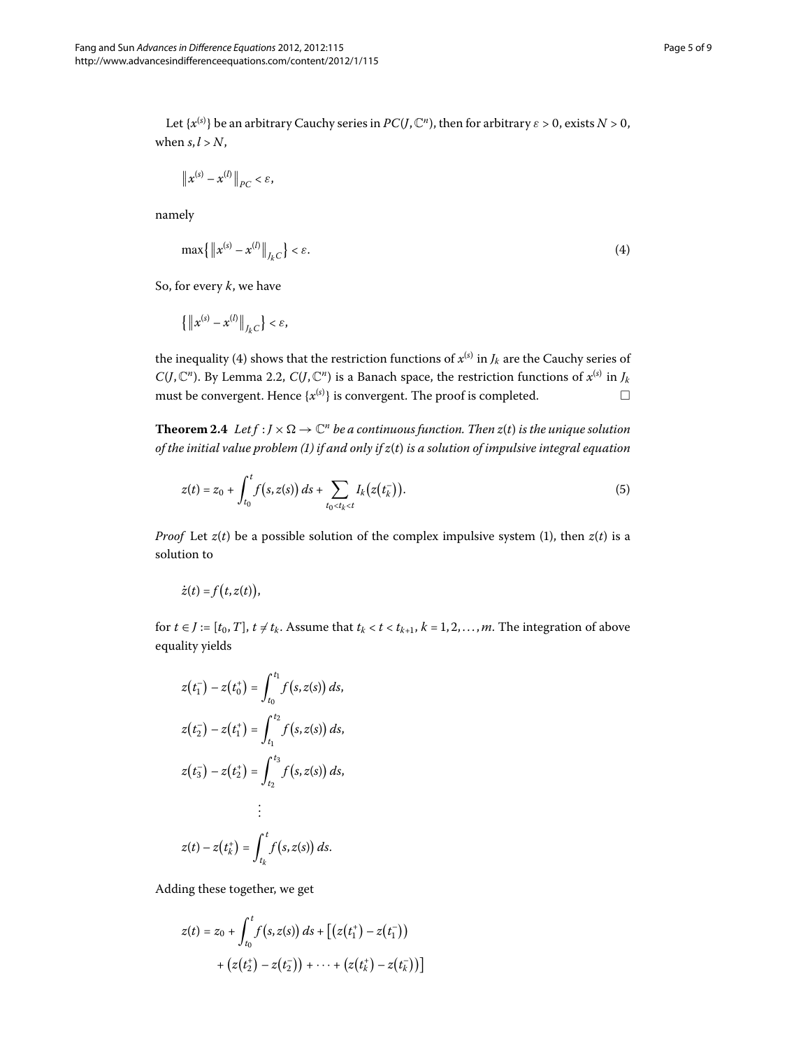Let $\{x^{(s)}\}$ be an arbitrary Cauchy series in $PC(J,\mathbb{C}^n)$, then for arbitrary $\varepsilon > 0$, exists $N > 0$, when $s, l > N$,

$$\left\| x^{(s)} - x^{(l)} \right\|_{PC} < \varepsilon,$$

namely

$$\max\left\{ \left\| x^{(s)} - x^{(l)} \right\|_{J_k C} \right\} < \varepsilon. \tag{4}$$

So, for every $k$, we have

$$\left\{ \left\| x^{(s)} - x^{(l)} \right\|_{J_k C} \right\} < \varepsilon,$$

the inequality (4) shows that the restriction functions of $x^{(s)}$ in $J_k$ are the Cauchy series of $C(J,\mathbb{C}^n)$. By Lemma 2.2, $C(J,\mathbb{C}^n)$ is a Banach space, the restriction functions of $x^{(s)}$ in $J_k$ must be convergent. Hence $\{x^{(s)}\}$ is convergent. The proof is completed. □

**Theorem 2.4** *Let $f : J \times \Omega \to \mathbb{C}^n$ be a continuous function. Then $z(t)$ is the unique solution of the initial value problem (1) if and only if $z(t)$ is a solution of impulsive integral equation*

$$z(t) = z_0 + \int_{t_0}^{t} f\bigl(s, z(s)\bigr)\, ds + \sum_{t_0 < t_k < t} I_k\bigl(z\bigl(t_k^-\bigr)\bigr). \tag{5}$$

*Proof* Let $z(t)$ be a possible solution of the complex impulsive system (1), then $z(t)$ is a solution to

$$\dot{z}(t) = f\bigl(t, z(t)\bigr),$$

for $t \in J := [t_0, T]$, $t \neq t_k$. Assume that $t_k < t < t_{k+1}$, $k = 1, 2, \ldots, m$. The integration of above equality yields

$$z\bigl(t_1^-\bigr) - z\bigl(t_0^+\bigr) = \int_{t_0}^{t_1} f\bigl(s, z(s)\bigr)\, ds,$$

$$z\bigl(t_2^-\bigr) - z\bigl(t_1^+\bigr) = \int_{t_1}^{t_2} f\bigl(s, z(s)\bigr)\, ds,$$

$$z\bigl(t_3^-\bigr) - z\bigl(t_2^+\bigr) = \int_{t_2}^{t_3} f\bigl(s, z(s)\bigr)\, ds,$$

$$\vdots$$

$$z(t) - z\bigl(t_k^+\bigr) = \int_{t_k}^{t} f\bigl(s, z(s)\bigr)\, ds.$$

Adding these together, we get

$$\begin{aligned} z(t) = z_0 &+ \int_{t_0}^{t} f\bigl(s, z(s)\bigr)\, ds + \bigl[\bigl(z\bigl(t_1^+\bigr) - z\bigl(t_1^-\bigr)\bigr) \\ &+ \bigl(z\bigl(t_2^+\bigr) - z\bigl(t_2^-\bigr)\bigr) + \cdots + \bigl(z\bigl(t_k^+\bigr) - z\bigl(t_k^-\bigr)\bigr)\bigr] \end{aligned}$$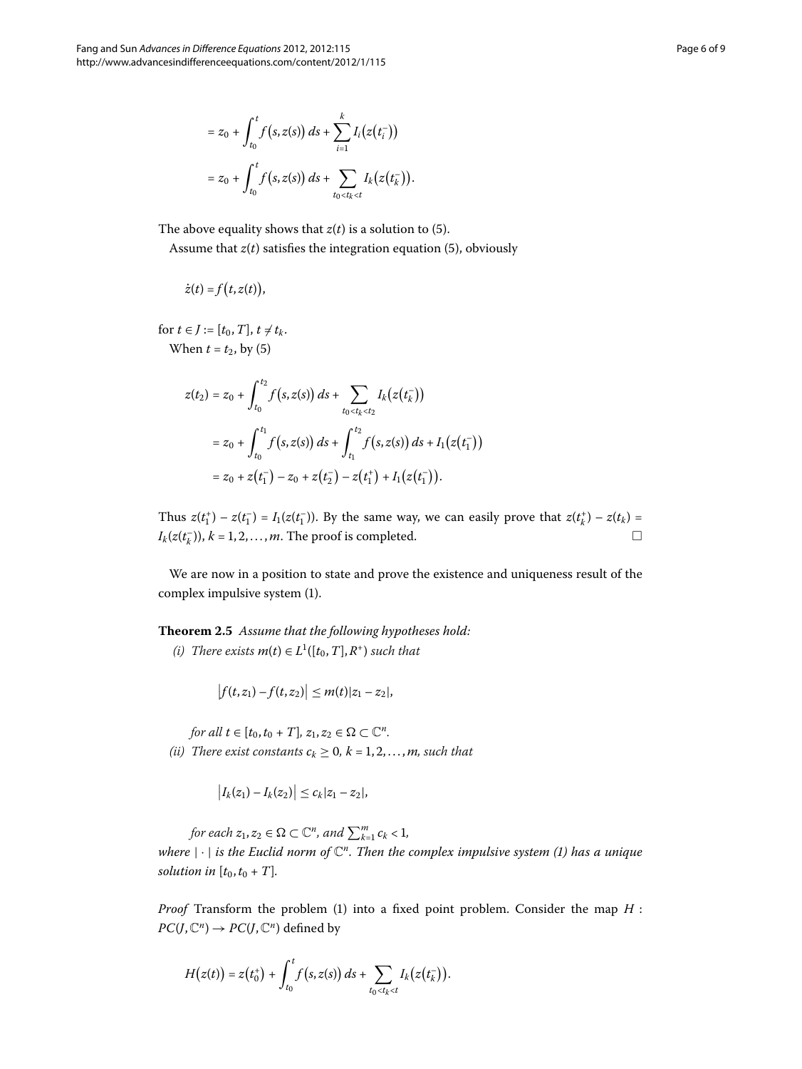$$= z_0 + \int_{t_0}^{t} f\big(s, z(s)\big)\, ds + \sum_{i=1}^{k} I_i\big(z\big(t_i^-\big)\big)$$

$$= z_0 + \int_{t_0}^{t} f\big(s, z(s)\big)\, ds + \sum_{t_0 < t_k < t} I_k\big(z\big(t_k^-\big)\big).$$

The above equality shows that $z(t)$ is a solution to (5).

Assume that $z(t)$ satisfies the integration equation (5), obviously

$$\dot{z}(t) = f\big(t, z(t)\big),$$

for $t \in J := [t_0, T]$, $t \neq t_k$.

When $t = t_2$, by (5)

$$\begin{aligned}
z(t_2) &= z_0 + \int_{t_0}^{t_2} f\big(s, z(s)\big)\, ds + \sum_{t_0 < t_k < t_2} I_k\big(z\big(t_k^-\big)\big) \\
&= z_0 + \int_{t_0}^{t_1} f\big(s, z(s)\big)\, ds + \int_{t_1}^{t_2} f\big(s, z(s)\big)\, ds + I_1\big(z\big(t_1^-\big)\big) \\
&= z_0 + z\big(t_1^-\big) - z_0 + z\big(t_2^-\big) - z\big(t_1^+\big) + I_1\big(z\big(t_1^-\big)\big).
\end{aligned}$$

Thus $z(t_1^+) - z(t_1^-) = I_1(z(t_1^-))$. By the same way, we can easily prove that $z(t_k^+) - z(t_k) = I_k(z(t_k^-))$, $k = 1, 2, \ldots, m$. The proof is completed. □

We are now in a position to state and prove the existence and uniqueness result of the complex impulsive system (1).

**Theorem 2.5** *Assume that the following hypotheses hold:*

*(i) There exists $m(t) \in L^1([t_0, T], R^+)$ such that*

$$\big|f(t, z_1) - f(t, z_2)\big| \leq m(t)|z_1 - z_2|,$$

*for all $t \in [t_0, t_0 + T]$, $z_1, z_2 \in \Omega \subset \mathbb{C}^n$.*

*(ii) There exist constants $c_k \geq 0$, $k = 1, 2, \ldots, m$, such that*

$$\big|I_k(z_1) - I_k(z_2)\big| \leq c_k|z_1 - z_2|,$$

*for each $z_1, z_2 \in \Omega \subset \mathbb{C}^n$, and $\sum_{k=1}^{m} c_k < 1$,*

*where $|\cdot|$ is the Euclid norm of $\mathbb{C}^n$. Then the complex impulsive system (1) has a unique solution in $[t_0, t_0 + T]$.*

*Proof* Transform the problem (1) into a fixed point problem. Consider the map $H : PC(J, \mathbb{C}^n) \to PC(J, \mathbb{C}^n)$ defined by

$$H\big(z(t)\big) = z\big(t_0^+\big) + \int_{t_0}^{t} f\big(s, z(s)\big)\, ds + \sum_{t_0 < t_k < t} I_k\big(z\big(t_k^-\big)\big).$$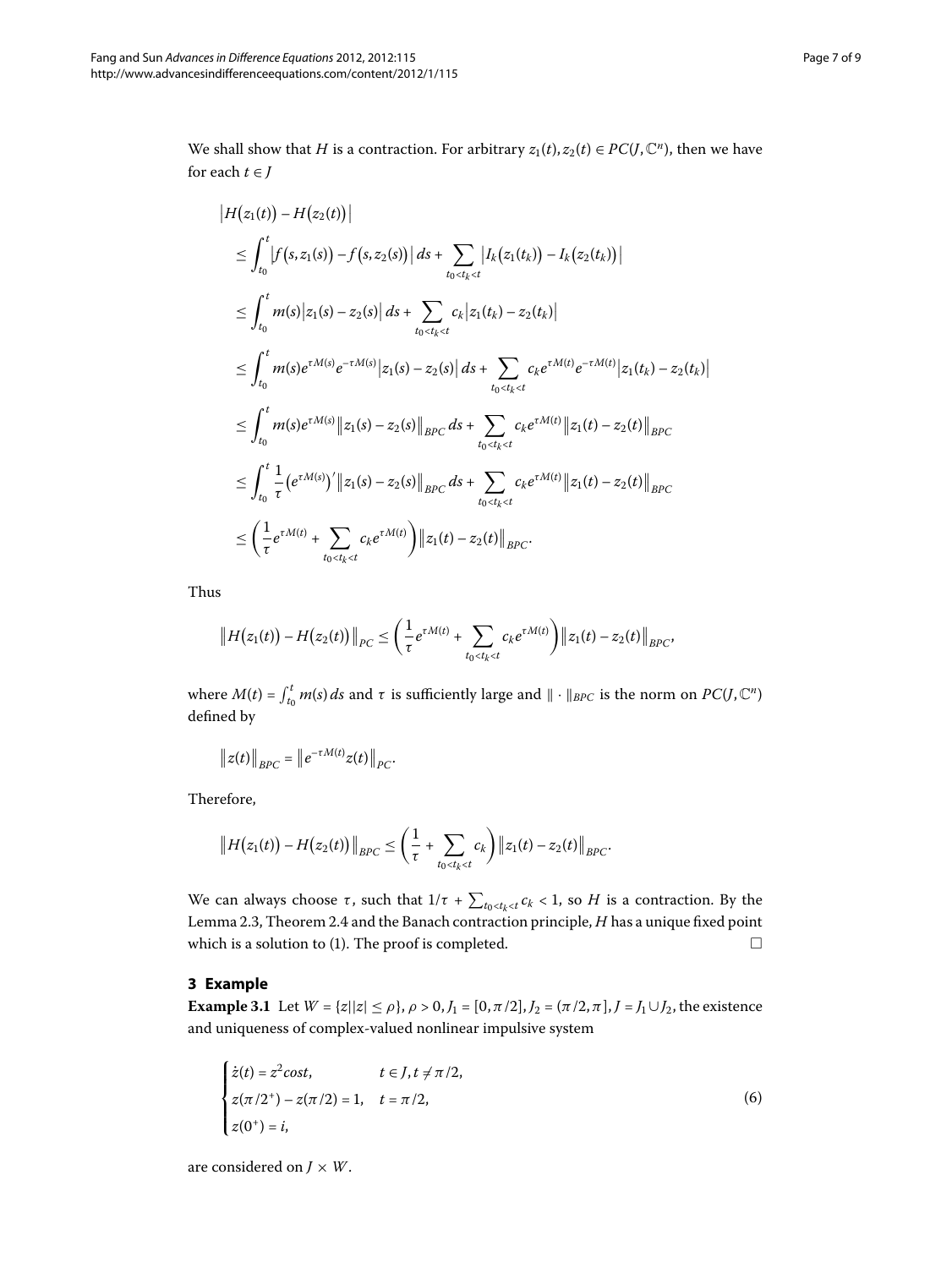We shall show that $H$ is a contraction. For arbitrary $z_1(t), z_2(t) \in PC(J, \mathbb{C}^n)$, then we have for each $t \in J$

$$
\begin{aligned}
&\left|H(z_1(t)) - H(z_2(t))\right| \\
&\quad \leq \int_{t_0}^{t} \left|f(s, z_1(s)) - f(s, z_2(s))\right| ds + \sum_{t_0 < t_k < t} \left|I_k(z_1(t_k)) - I_k(z_2(t_k))\right| \\
&\quad \leq \int_{t_0}^{t} m(s)\left|z_1(s) - z_2(s)\right| ds + \sum_{t_0 < t_k < t} c_k \left|z_1(t_k) - z_2(t_k)\right| \\
&\quad \leq \int_{t_0}^{t} m(s) e^{\tau M(s)} e^{-\tau M(s)} \left|z_1(s) - z_2(s)\right| ds + \sum_{t_0 < t_k < t} c_k e^{\tau M(t)} e^{-\tau M(t)} \left|z_1(t_k) - z_2(t_k)\right| \\
&\quad \leq \int_{t_0}^{t} m(s) e^{\tau M(s)} \left\|z_1(s) - z_2(s)\right\|_{BPC} ds + \sum_{t_0 < t_k < t} c_k e^{\tau M(t)} \left\|z_1(t) - z_2(t)\right\|_{BPC} \\
&\quad \leq \int_{t_0}^{t} \frac{1}{\tau} \left(e^{\tau M(s)}\right)' \left\|z_1(s) - z_2(s)\right\|_{BPC} ds + \sum_{t_0 < t_k < t} c_k e^{\tau M(t)} \left\|z_1(t) - z_2(t)\right\|_{BPC} \\
&\quad \leq \left(\frac{1}{\tau} e^{\tau M(t)} + \sum_{t_0 < t_k < t} c_k e^{\tau M(t)}\right) \left\|z_1(t) - z_2(t)\right\|_{BPC}.
\end{aligned}
$$

Thus

$$
\left\|H(z_1(t)) - H(z_2(t))\right\|_{PC} \leq \left(\frac{1}{\tau} e^{\tau M(t)} + \sum_{t_0 < t_k < t} c_k e^{\tau M(t)}\right) \left\|z_1(t) - z_2(t)\right\|_{BPC},
$$

where $M(t) = \int_{t_0}^{t} m(s)\, ds$ and $\tau$ is sufficiently large and $\| \cdot \|_{BPC}$ is the norm on $PC(J, \mathbb{C}^n)$ defined by

$$
\left\|z(t)\right\|_{BPC} = \left\|e^{-\tau M(t)} z(t)\right\|_{PC}.
$$

Therefore,

$$
\left\|H(z_1(t)) - H(z_2(t))\right\|_{BPC} \leq \left(\frac{1}{\tau} + \sum_{t_0 < t_k < t} c_k\right) \left\|z_1(t) - z_2(t)\right\|_{BPC}.
$$

We can always choose $\tau$, such that $1/\tau + \sum_{t_0 < t_k < t} c_k < 1$, so $H$ is a contraction. By the Lemma 2.3, Theorem 2.4 and the Banach contraction principle, $H$ has a unique fixed point which is a solution to (1). The proof is completed. □

## 3 Example

**Example 3.1** Let $W = \{z \mid |z| \leq \rho\}$, $\rho > 0$, $J_1 = [0, \pi/2]$, $J_2 = (\pi/2, \pi]$, $J = J_1 \cup J_2$, the existence and uniqueness of complex-valued nonlinear impulsive system

$$
\begin{cases}
\dot{z}(t) = z^2 cost, & t \in J, t \neq \pi/2, \\
z(\pi/2^+) - z(\pi/2) = 1, & t = \pi/2, \\
z(0^+) = i,
\end{cases}
\tag{6}
$$

are considered on $J \times W$.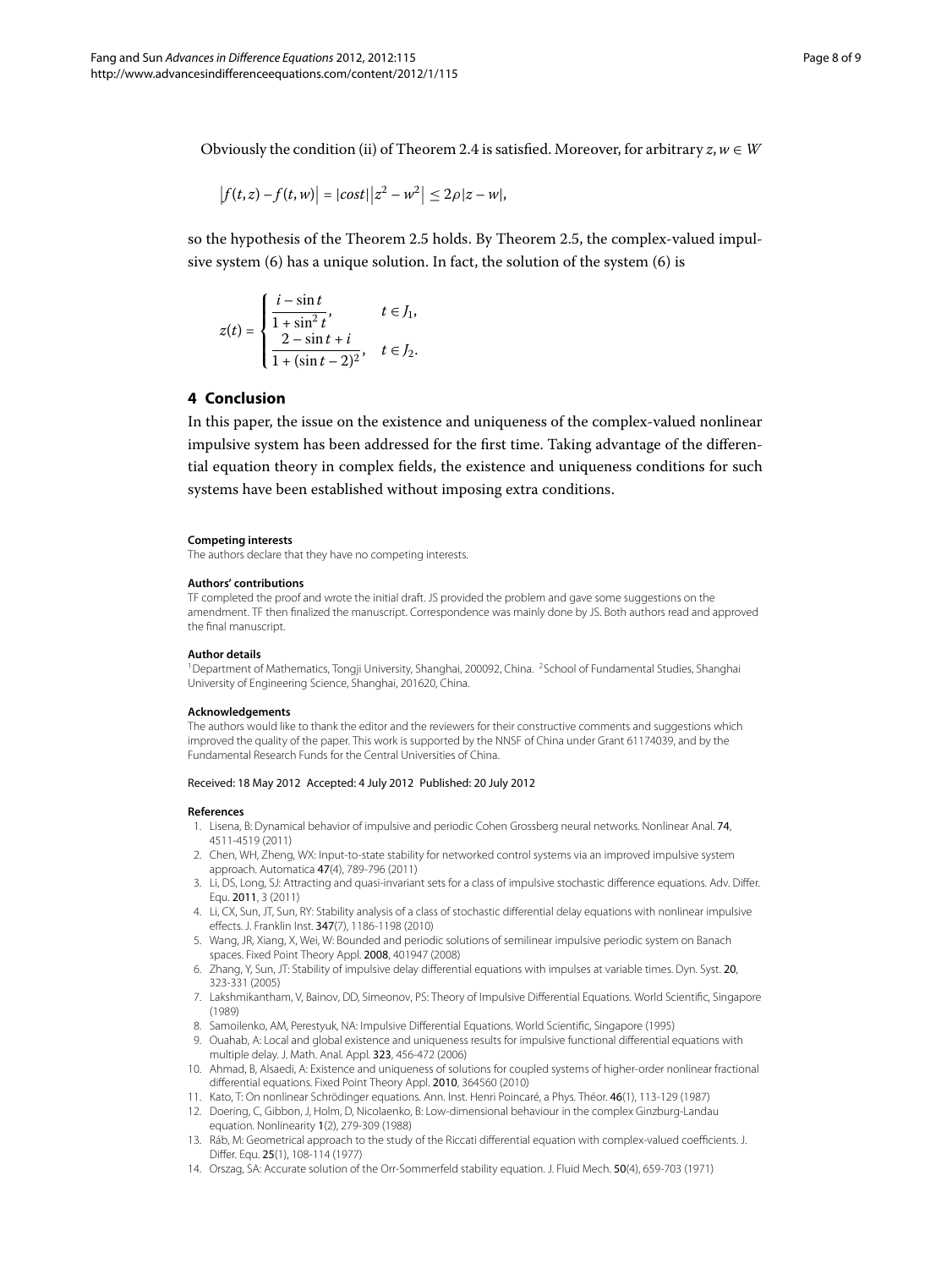Obviously the condition (ii) of Theorem 2.4 is satisfied. Moreover, for arbitrary $z, w \in W$

$$\left|f(t,z) - f(t,w)\right| = |cost|\left|z^2 - w^2\right| \leq 2\rho|z - w|,$$

so the hypothesis of the Theorem 2.5 holds. By Theorem 2.5, the complex-valued impulsive system (6) has a unique solution. In fact, the solution of the system (6) is

$$z(t) = \begin{cases} \dfrac{i - \sin t}{1 + \sin^2 t}, & t \in J_1, \\ \dfrac{2 - \sin t + i}{1 + (\sin t - 2)^2}, & t \in J_2. \end{cases}$$

## 4 Conclusion

In this paper, the issue on the existence and uniqueness of the complex-valued nonlinear impulsive system has been addressed for the first time. Taking advantage of the differential equation theory in complex fields, the existence and uniqueness conditions for such systems have been established without imposing extra conditions.

#### Competing interests

The authors declare that they have no competing interests.

#### Authors' contributions

TF completed the proof and wrote the initial draft. JS provided the problem and gave some suggestions on the amendment. TF then finalized the manuscript. Correspondence was mainly done by JS. Both authors read and approved the final manuscript.

#### Author details

[1]Department of Mathematics, Tongji University, Shanghai, 200092, China. [2]School of Fundamental Studies, Shanghai University of Engineering Science, Shanghai, 201620, China.

#### Acknowledgements

The authors would like to thank the editor and the reviewers for their constructive comments and suggestions which improved the quality of the paper. This work is supported by the NNSF of China under Grant 61174039, and by the Fundamental Research Funds for the Central Universities of China.

Received: 18 May 2012 Accepted: 4 July 2012 Published: 20 July 2012

#### References

1. Lisena, B: Dynamical behavior of impulsive and periodic Cohen Grossberg neural networks. Nonlinear Anal. **74**, 4511-4519 (2011)
2. Chen, WH, Zheng, WX: Input-to-state stability for networked control systems via an improved impulsive system approach. Automatica **47**(4), 789-796 (2011)
3. Li, DS, Long, SJ: Attracting and quasi-invariant sets for a class of impulsive stochastic difference equations. Adv. Differ. Equ. **2011**, 3 (2011)
4. Li, CX, Sun, JT, Sun, RY: Stability analysis of a class of stochastic differential delay equations with nonlinear impulsive effects. J. Franklin Inst. **347**(7), 1186-1198 (2010)
5. Wang, JR, Xiang, X, Wei, W: Bounded and periodic solutions of semilinear impulsive periodic system on Banach spaces. Fixed Point Theory Appl. **2008**, 401947 (2008)
6. Zhang, Y, Sun, JT: Stability of impulsive delay differential equations with impulses at variable times. Dyn. Syst. **20**, 323-331 (2005)
7. Lakshmikantham, V, Bainov, DD, Simeonov, PS: Theory of Impulsive Differential Equations. World Scientific, Singapore (1989)
8. Samoilenko, AM, Perestyuk, NA: Impulsive Differential Equations. World Scientific, Singapore (1995)
9. Ouahab, A: Local and global existence and uniqueness results for impulsive functional differential equations with multiple delay. J. Math. Anal. Appl. **323**, 456-472 (2006)
10. Ahmad, B, Alsaedi, A: Existence and uniqueness of solutions for coupled systems of higher-order nonlinear fractional differential equations. Fixed Point Theory Appl. **2010**, 364560 (2010)
11. Kato, T: On nonlinear Schrödinger equations. Ann. Inst. Henri Poincaré, a Phys. Théor. **46**(1), 113-129 (1987)
12. Doering, C, Gibbon, J, Holm, D, Nicolaenko, B: Low-dimensional behaviour in the complex Ginzburg-Landau equation. Nonlinearity **1**(2), 279-309 (1988)
13. Ráb, M: Geometrical approach to the study of the Riccati differential equation with complex-valued coefficients. J. Differ. Equ. **25**(1), 108-114 (1977)
14. Orszag, SA: Accurate solution of the Orr-Sommerfeld stability equation. J. Fluid Mech. **50**(4), 659-703 (1971)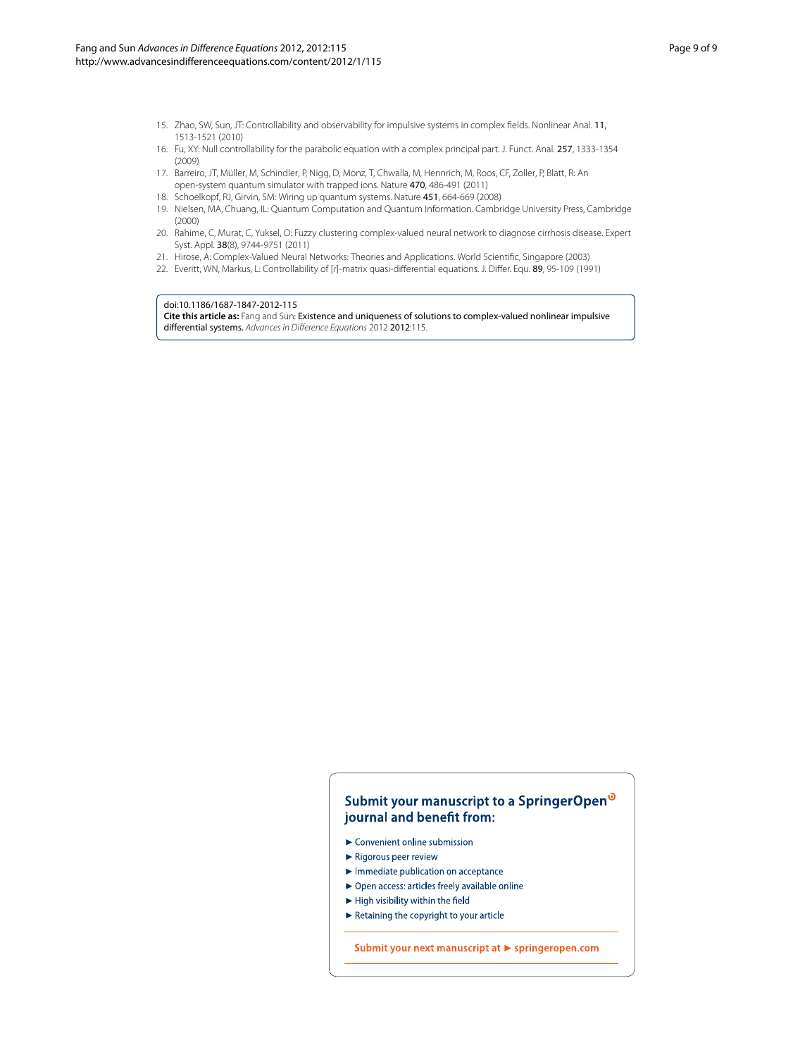15. Zhao, SW, Sun, JT: Controllability and observability for impulsive systems in complex fields. Nonlinear Anal. **11**, 1513-1521 (2010)
16. Fu, XY: Null controllability for the parabolic equation with a complex principal part. J. Funct. Anal. **257**, 1333-1354 (2009)
17. Barreiro, JT, Müller, M, Schindler, P, Nigg, D, Monz, T, Chwalla, M, Hennrich, M, Roos, CF, Zoller, P, Blatt, R: An open-system quantum simulator with trapped ions. Nature **470**, 486-491 (2011)
18. Schoelkopf, RJ, Girvin, SM: Wiring up quantum systems. Nature **451**, 664-669 (2008)
19. Nielsen, MA, Chuang, IL: Quantum Computation and Quantum Information. Cambridge University Press, Cambridge (2000)
20. Rahime, C, Murat, C, Yuksel, O: Fuzzy clustering complex-valued neural network to diagnose cirrhosis disease. Expert Syst. Appl. **38**(8), 9744-9751 (2011)
21. Hirose, A: Complex-Valued Neural Networks: Theories and Applications. World Scientific, Singapore (2003)
22. Everitt, WN, Markus, L: Controllability of [r]-matrix quasi-differential equations. J. Differ. Equ. **89**, 95-109 (1991)

doi:10.1186/1687-1847-2012-115
**Cite this article as:** Fang and Sun: Existence and uniqueness of solutions to complex-valued nonlinear impulsive differential systems. *Advances in Difference Equations* 2012 **2012**:115.

**Submit your manuscript to a SpringerOpen journal and benefit from:**

- ► Convenient online submission
- ► Rigorous peer review
- ► Immediate publication on acceptance
- ► Open access: articles freely available online
- ► High visibility within the field
- ► Retaining the copyright to your article

**Submit your next manuscript at ► springeropen.com**